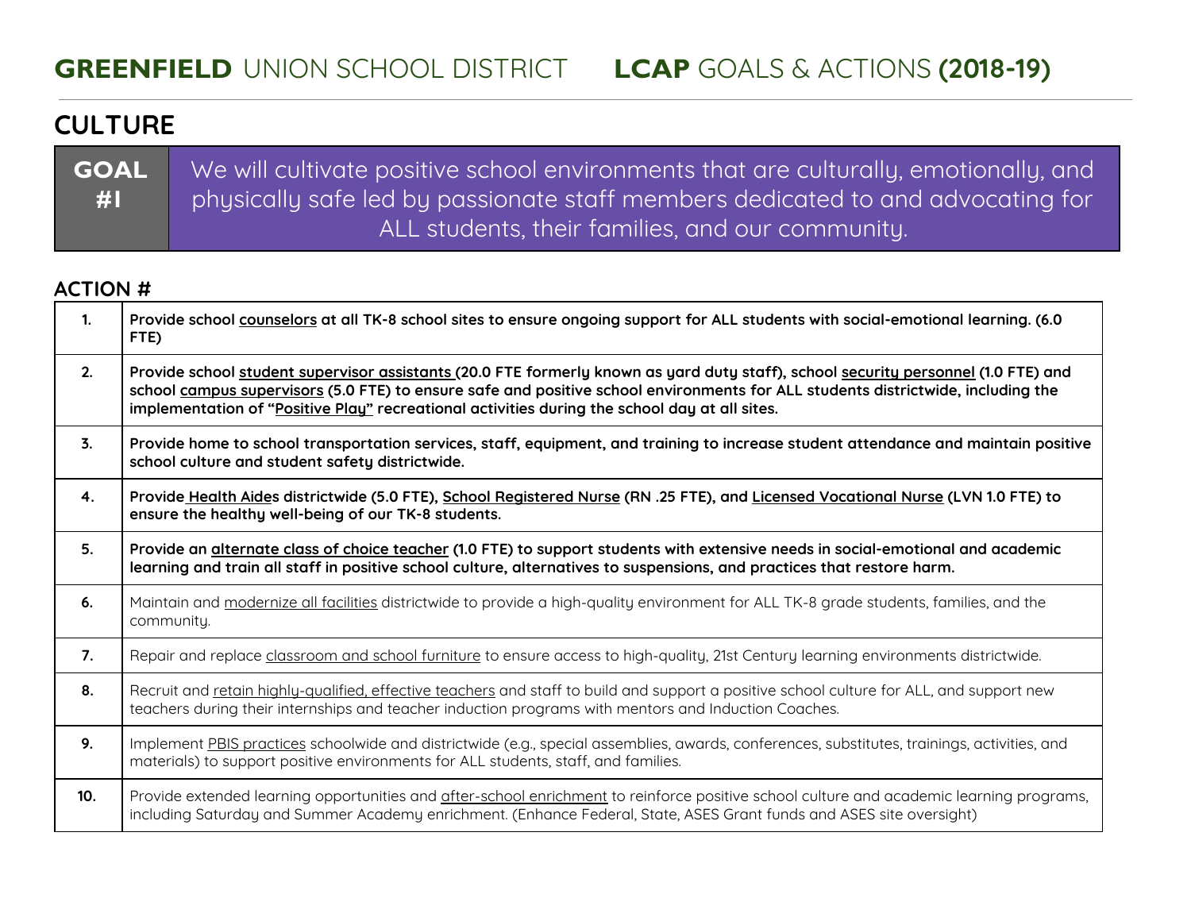# **GREENFIELD** UNION SCHOOL DISTRICT **LCAP** GOALS & ACTIONS **(2018-19)**

## CULTURE

| GOAL #1 | We will cultivate positive school environments that are culturally, emotionally, and physically safe led by passionate staff members dedicated to and advocating for ALL students, their families, and our community. |
|---|---|

### ACTION #

| # | Action |
|---|---|
| **1.** | **Provide school counselors at all TK-8 school sites to ensure ongoing support for ALL students with social-emotional learning. (6.0 FTE)** |
| **2.** | **Provide school student supervisor assistants (20.0 FTE formerly known as yard duty staff), school security personnel (1.0 FTE) and school campus supervisors (5.0 FTE) to ensure safe and positive school environments for ALL students districtwide, including the implementation of "Positive Play" recreational activities during the school day at all sites.** |
| **3.** | **Provide home to school transportation services, staff, equipment, and training to increase student attendance and maintain positive school culture and student safety districtwide.** |
| **4.** | **Provide Health Aides districtwide (5.0 FTE), School Registered Nurse (RN .25 FTE), and Licensed Vocational Nurse (LVN 1.0 FTE) to ensure the healthy well-being of our TK-8 students.** |
| **5.** | **Provide an alternate class of choice teacher (1.0 FTE) to support students with extensive needs in social-emotional and academic learning and train all staff in positive school culture, alternatives to suspensions, and practices that restore harm.** |
| **6.** | Maintain and modernize all facilities districtwide to provide a high-quality environment for ALL TK-8 grade students, families, and the community. |
| **7.** | Repair and replace classroom and school furniture to ensure access to high-quality, 21st Century learning environments districtwide. |
| **8.** | Recruit and retain highly-qualified, effective teachers and staff to build and support a positive school culture for ALL, and support new teachers during their internships and teacher induction programs with mentors and Induction Coaches. |
| **9.** | Implement PBIS practices schoolwide and districtwide (e.g., special assemblies, awards, conferences, substitutes, trainings, activities, and materials) to support positive environments for ALL students, staff, and families. |
| **10.** | Provide extended learning opportunities and after-school enrichment to reinforce positive school culture and academic learning programs, including Saturday and Summer Academy enrichment. (Enhance Federal, State, ASES Grant funds and ASES site oversight) |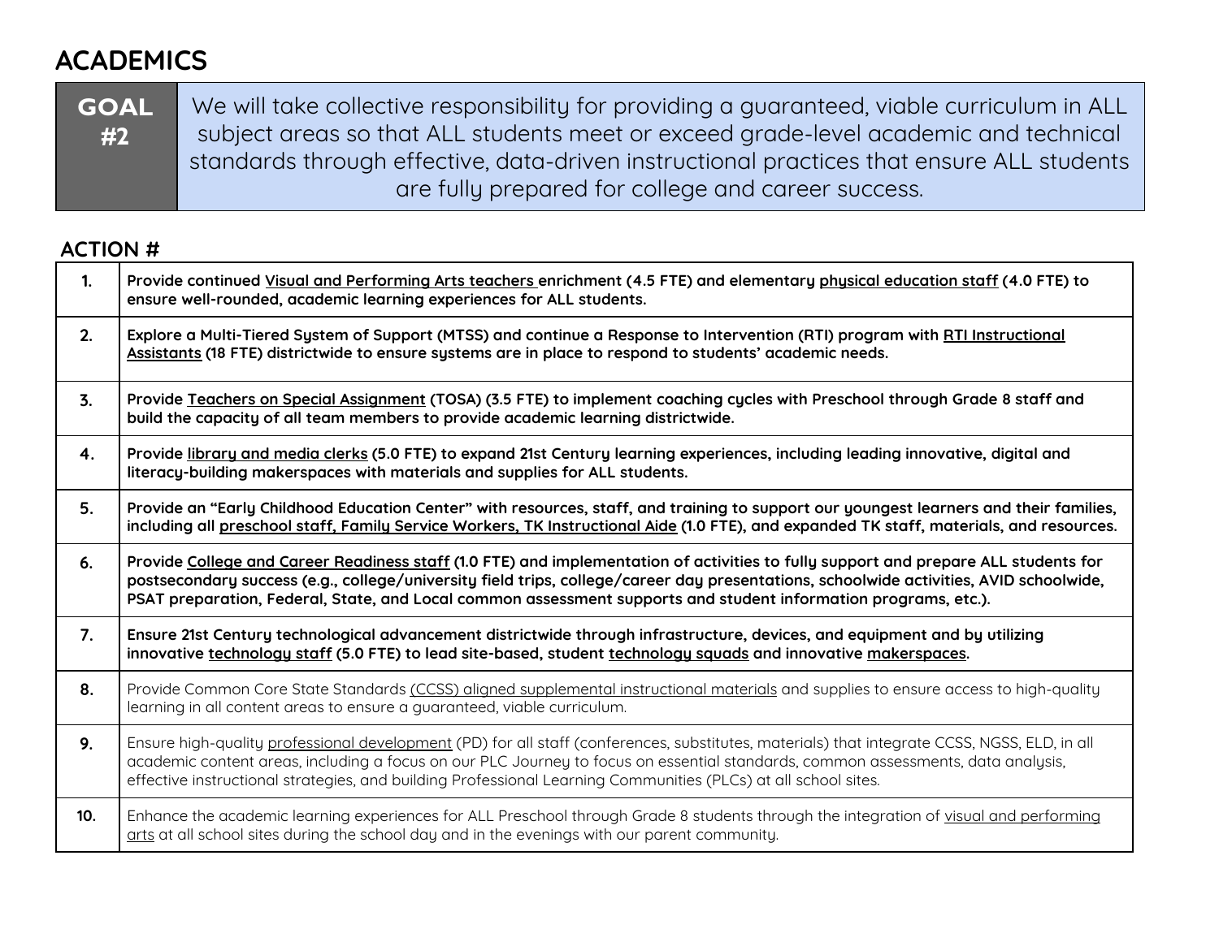# ACADEMICS

| GOAL #2 | We will take collective responsibility for providing a guaranteed, viable curriculum in ALL subject areas so that ALL students meet or exceed grade-level academic and technical standards through effective, data-driven instructional practices that ensure ALL students are fully prepared for college and career success. |
|---|---|

## ACTION #

| | |
|---|---|
| 1. | **Provide continued Visual and Performing Arts teachers enrichment (4.5 FTE) and elementary physical education staff (4.0 FTE) to ensure well-rounded, academic learning experiences for ALL students.** |
| 2. | **Explore a Multi-Tiered System of Support (MTSS) and continue a Response to Intervention (RTI) program with RTI Instructional Assistants (18 FTE) districtwide to ensure systems are in place to respond to students' academic needs.** |
| 3. | **Provide Teachers on Special Assignment (TOSA) (3.5 FTE) to implement coaching cycles with Preschool through Grade 8 staff and build the capacity of all team members to provide academic learning districtwide.** |
| 4. | **Provide library and media clerks (5.0 FTE) to expand 21st Century learning experiences, including leading innovative, digital and literacy-building makerspaces with materials and supplies for ALL students.** |
| 5. | **Provide an "Early Childhood Education Center" with resources, staff, and training to support our youngest learners and their families, including all preschool staff, Family Service Workers, TK Instructional Aide (1.0 FTE), and expanded TK staff, materials, and resources.** |
| 6. | **Provide College and Career Readiness staff (1.0 FTE) and implementation of activities to fully support and prepare ALL students for postsecondary success (e.g., college/university field trips, college/career day presentations, schoolwide activities, AVID schoolwide, PSAT preparation, Federal, State, and Local common assessment supports and student information programs, etc.).** |
| 7. | **Ensure 21st Century technological advancement districtwide through infrastructure, devices, and equipment and by utilizing innovative technology staff (5.0 FTE) to lead site-based, student technology squads and innovative makerspaces.** |
| 8. | Provide Common Core State Standards (CCSS) aligned supplemental instructional materials and supplies to ensure access to high-quality learning in all content areas to ensure a guaranteed, viable curriculum. |
| 9. | Ensure high-quality professional development (PD) for all staff (conferences, substitutes, materials) that integrate CCSS, NGSS, ELD, in all academic content areas, including a focus on our PLC Journey to focus on essential standards, common assessments, data analysis, effective instructional strategies, and building Professional Learning Communities (PLCs) at all school sites. |
| 10. | Enhance the academic learning experiences for ALL Preschool through Grade 8 students through the integration of visual and performing arts at all school sites during the school day and in the evenings with our parent community. |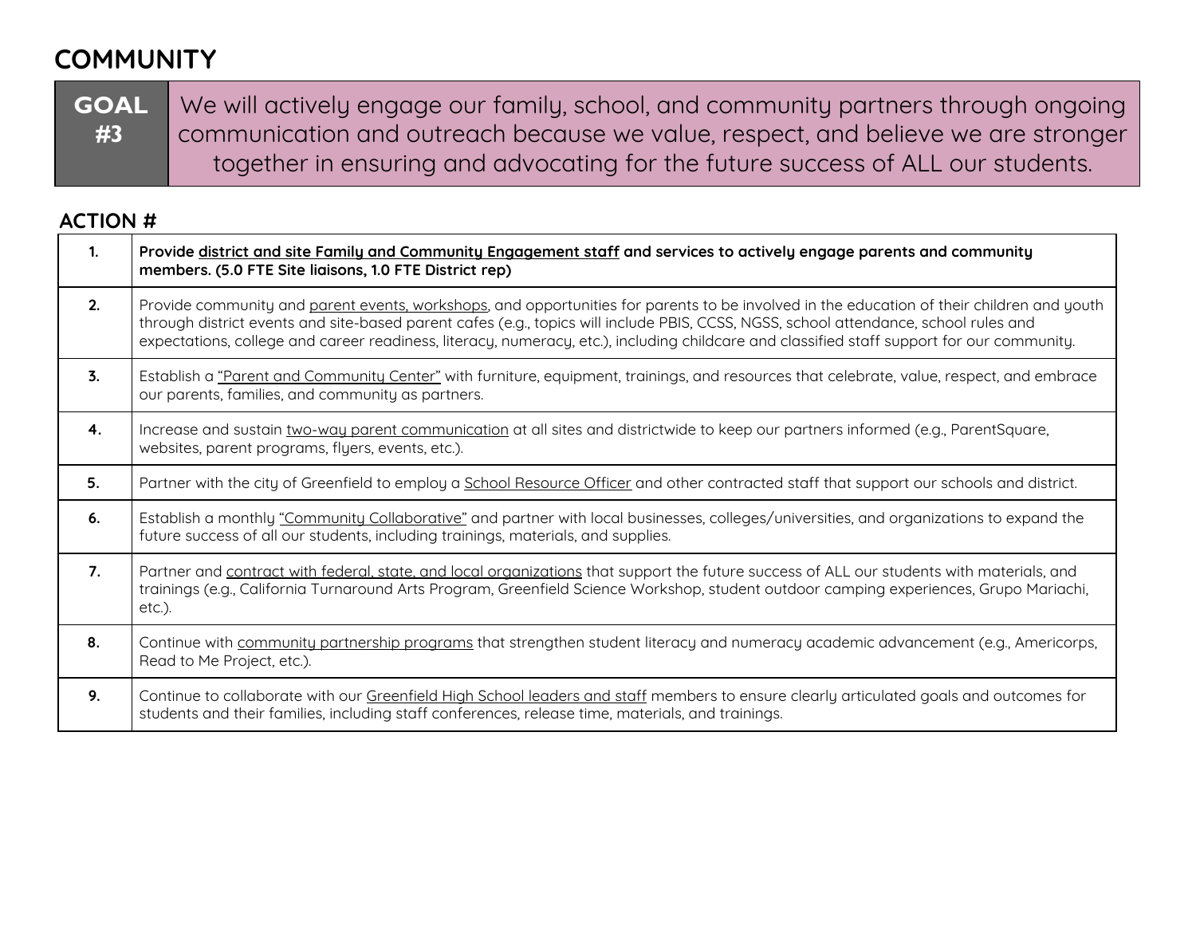# COMMUNITY

| GOAL #3 | We will actively engage our family, school, and community partners through ongoing communication and outreach because we value, respect, and believe we are stronger together in ensuring and advocating for the future success of ALL our students. |
|---|---|

## ACTION #

| | |
|---|---|
| 1. | **Provide district and site Family and Community Engagement staff and services to actively engage parents and community members. (5.0 FTE Site liaisons, 1.0 FTE District rep)** |
| 2. | Provide community and parent events, workshops, and opportunities for parents to be involved in the education of their children and youth through district events and site-based parent cafes (e.g., topics will include PBIS, CCSS, NGSS, school attendance, school rules and expectations, college and career readiness, literacy, numeracy, etc.), including childcare and classified staff support for our community. |
| 3. | Establish a "Parent and Community Center" with furniture, equipment, trainings, and resources that celebrate, value, respect, and embrace our parents, families, and community as partners. |
| 4. | Increase and sustain two-way parent communication at all sites and districtwide to keep our partners informed (e.g., ParentSquare, websites, parent programs, flyers, events, etc.). |
| 5. | Partner with the city of Greenfield to employ a School Resource Officer and other contracted staff that support our schools and district. |
| 6. | Establish a monthly "Community Collaborative" and partner with local businesses, colleges/universities, and organizations to expand the future success of all our students, including trainings, materials, and supplies. |
| 7. | Partner and contract with federal, state, and local organizations that support the future success of ALL our students with materials, and trainings (e.g., California Turnaround Arts Program, Greenfield Science Workshop, student outdoor camping experiences, Grupo Mariachi, etc.). |
| 8. | Continue with community partnership programs that strengthen student literacy and numeracy academic advancement (e.g., Americorps, Read to Me Project, etc.). |
| 9. | Continue to collaborate with our Greenfield High School leaders and staff members to ensure clearly articulated goals and outcomes for students and their families, including staff conferences, release time, materials, and trainings. |